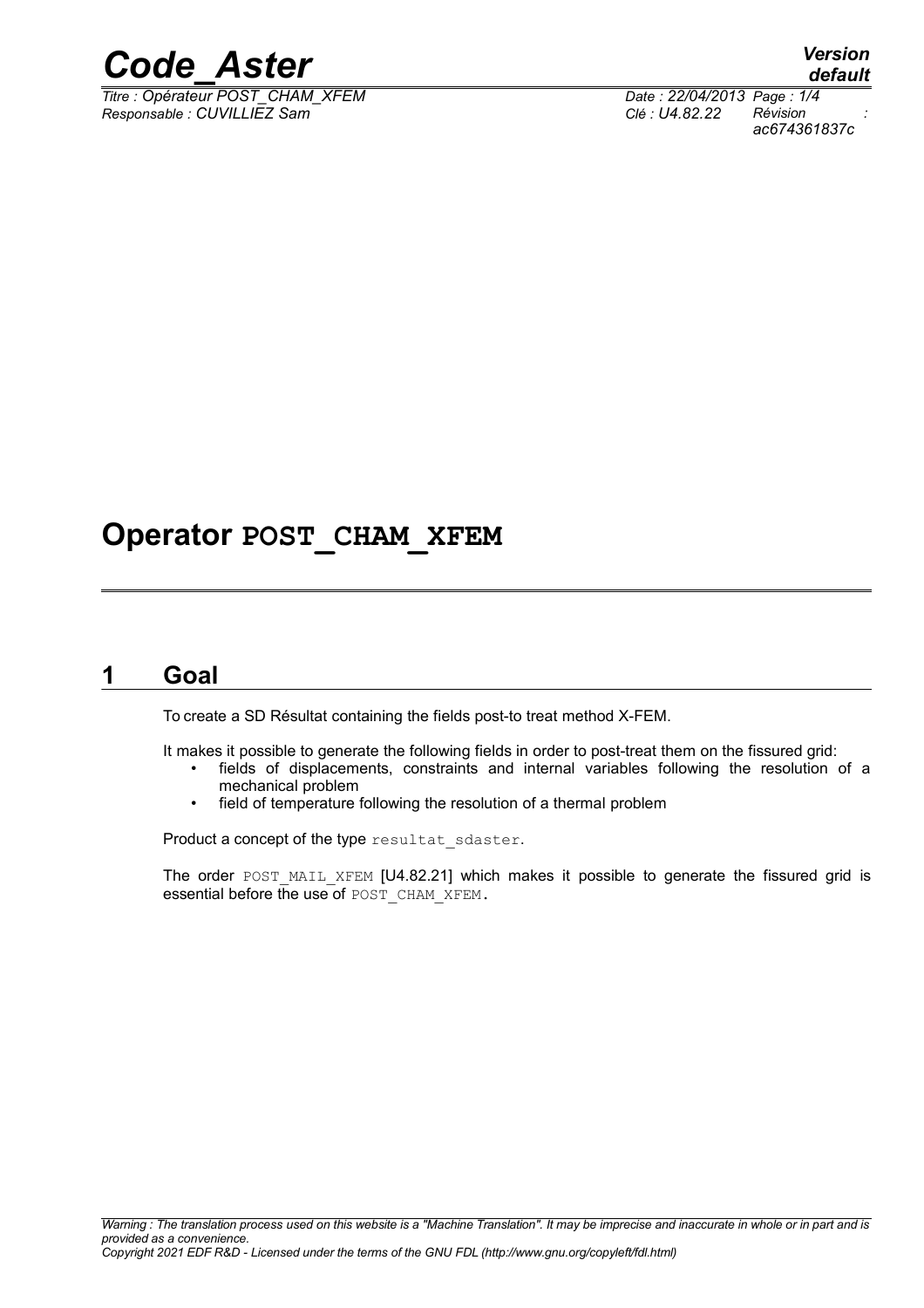# Operator POST_CHAM_XFEM

## 1 Goal

To create a SD Résultat containing the fields post-to treat method X-FEM.

It makes it possible to generate the following fields in order to post-treat them on the fissured grid:

- fields of displacements, constraints and internal variables following the resolution of a mechanical problem
- field of temperature following the resolution of a thermal problem

Product a concept of the type `resultat_sdaster`.

The order `POST_MAIL_XFEM` [U4.82.21] which makes it possible to generate the fissured grid is essential before the use of `POST_CHAM_XFEM`.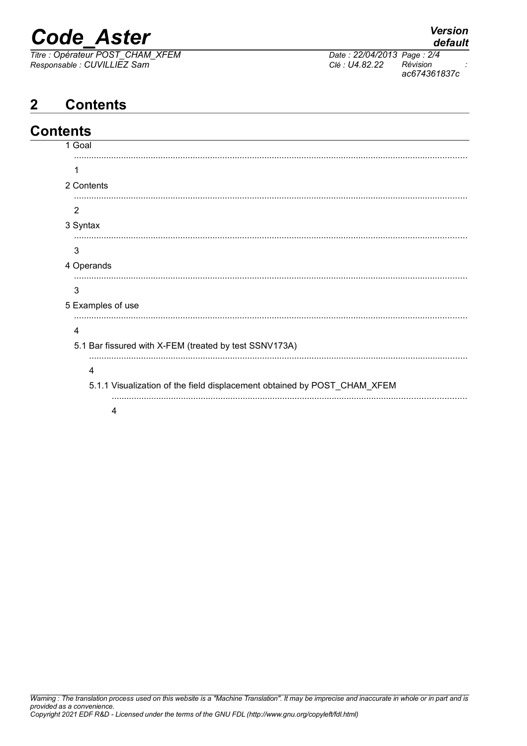# 2 Contents

## Contents

1 Goal ........................................................................................................................................ 1

2 Contents ................................................................................................................................... 2

3 Syntax ...................................................................................................................................... 3

4 Operands ................................................................................................................................. 3

5 Examples of use ...................................................................................................................... 4

5.1 Bar fissured with X-FEM (treated by test SSNV173A) .......................................................... 4

5.1.1 Visualization of the field displacement obtained by POST_CHAM_XFEM ..................... 4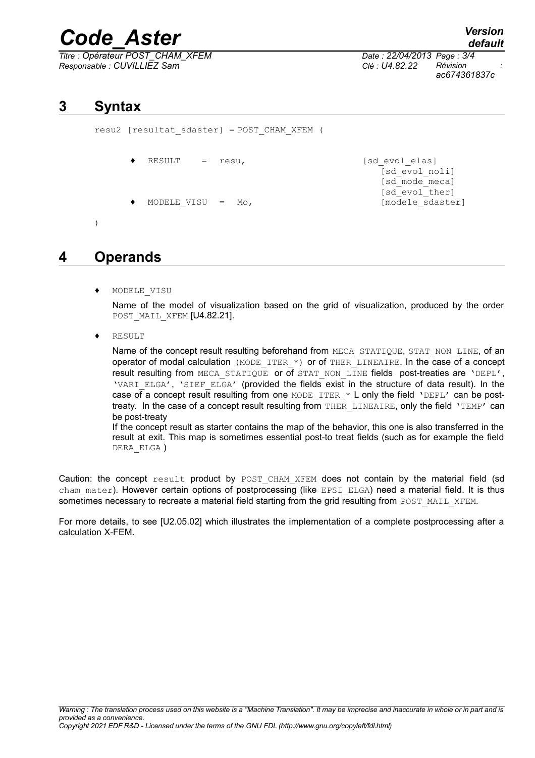# 3 Syntax

```
resu2 [resultat_sdaster] = POST_CHAM_XFEM (

      ♦  RESULT     =  resu,                  [sd_evol_elas]
                                                [sd_evol_noli]
                                                [sd_mode_meca]
                                                [sd_evol_ther]
      ♦  MODELE_VISU  =  Mo,                    [modele_sdaster]

)
```

# 4 Operands

♦ `MODELE_VISU`

Name of the model of visualization based on the grid of visualization, produced by the order `POST_MAIL_XFEM` [U4.82.21].

♦ `RESULT`

Name of the concept result resulting beforehand from `MECA_STATIQUE`, `STAT_NON_LINE`, of an operator of modal calculation `(MODE_ITER_*)` or of `THER_LINEAIRE`. In the case of a concept result resulting from `MECA_STATIQUE` or of `STAT_NON_LINE` fields post-treaties are `'DEPL'`, `'VARI_ELGA'`, `'SIEF_ELGA'` (provided the fields exist in the structure of data result). In the case of a concept result resulting from one `MODE_ITER_*` L only the field `'DEPL'` can be post-treaty. In the case of a concept result resulting from `THER_LINEAIRE`, only the field `'TEMP'` can be post-treaty

If the concept result as starter contains the map of the behavior, this one is also transferred in the result at exit. This map is sometimes essential post-to treat fields (such as for example the field `DERA_ELGA` )

Caution: the concept `result` product by `POST_CHAM_XFEM` does not contain by the material field (sd `cham_mater`). However certain options of postprocessing (like `EPSI_ELGA`) need a material field. It is thus sometimes necessary to recreate a material field starting from the grid resulting from `POST_MAIL_XFEM`.

For more details, to see [U2.05.02] which illustrates the implementation of a complete postprocessing after a calculation X-FEM.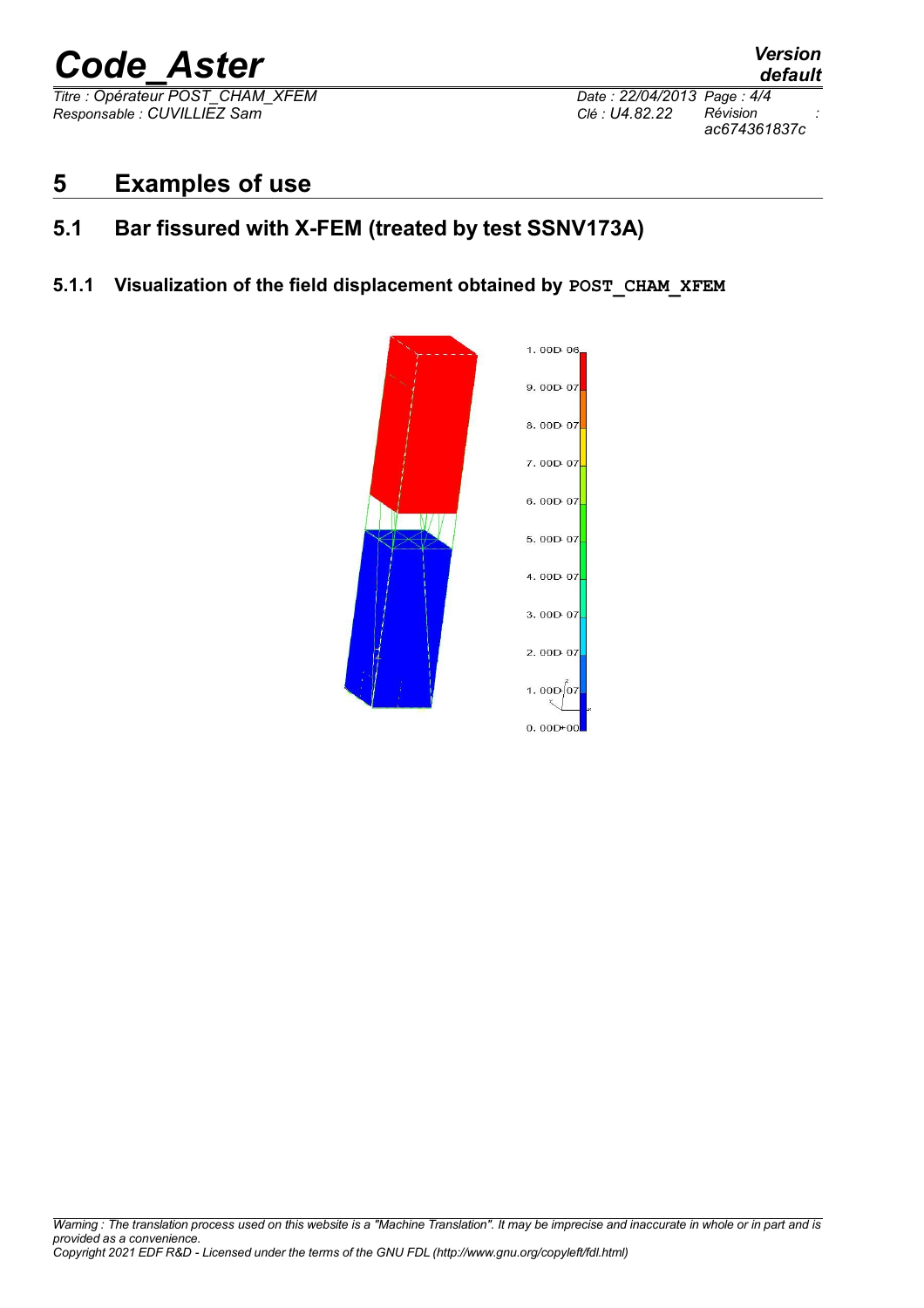# 5 Examples of use

## 5.1 Bar fissured with X-FEM (treated by test SSNV173A)

### 5.1.1 Visualization of the field displacement obtained by `POST_CHAM_XFEM`

1. 00D-06
9. 00D-07
8. 00D-07
7. 00D-07
6. 00D-07
5. 00D-07
4. 00D-07
3. 00D-07
2. 00D-07
1. 00D-07
0. 00D+00